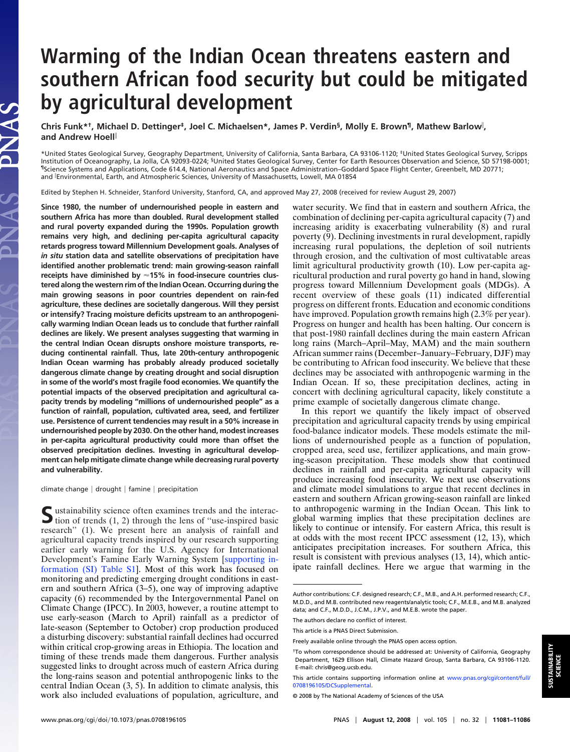# Warming of the Indian Ocean threatens eastern and southern African food security but could be mitigated by agricultural development

**Chris Funk*†, Michael D. Dettinger‡, Joel C. Michaelsen*, James P. Verdin§, Molly E. Brown¶, Mathew Barlow‖, and Andrew Hoell‖**

*United States Geological Survey, Geography Department, University of California, Santa Barbara, CA 93106-1120; ‡United States Geological Survey, Scripps Institution of Oceanography, La Jolla, CA 92093-0224; §United States Geological Survey, Center for Earth Resources Observation and Science, SD 57198-0001; ¶Science Systems and Applications, Code 614.4, National Aeronautics and Space Administration–Goddard Space Flight Center, Greenbelt, MD 20771; and ‖Environmental, Earth, and Atmospheric Sciences, University of Massachusetts, Lowell, MA 01854

Edited by Stephen H. Schneider, Stanford University, Stanford, CA, and approved May 27, 2008 (received for review August 29, 2007)

**Since 1980, the number of undernourished people in eastern and southern Africa has more than doubled. Rural development stalled and rural poverty expanded during the 1990s. Population growth remains very high, and declining per-capita agricultural capacity retards progress toward Millennium Development goals. Analyses of *in situ* station data and satellite observations of precipitation have identified another problematic trend: main growing-season rainfall receipts have diminished by ≈15% in food-insecure countries clustered along the western rim of the Indian Ocean. Occurring during the main growing seasons in poor countries dependent on rain-fed agriculture, these declines are societally dangerous. Will they persist or intensify? Tracing moisture deficits upstream to an anthropogenically warming Indian Ocean leads us to conclude that further rainfall declines are likely. We present analyses suggesting that warming in the central Indian Ocean disrupts onshore moisture transports, reducing continental rainfall. Thus, late 20th-century anthropogenic Indian Ocean warming has probably already produced societally dangerous climate change by creating drought and social disruption in some of the world's most fragile food economies. We quantify the potential impacts of the observed precipitation and agricultural capacity trends by modeling "millions of undernourished people" as a function of rainfall, population, cultivated area, seed, and fertilizer use. Persistence of current tendencies may result in a 50% increase in undernourished people by 2030. On the other hand, modest increases in per-capita agricultural productivity could more than offset the observed precipitation declines. Investing in agricultural development can help mitigate climate change while decreasing rural poverty and vulnerability.**

climate change | drought | famine | precipitation

Sustainability science often examines trends and the interaction of trends (1, 2) through the lens of "use-inspired basic research" (1). We present here an analysis of rainfall and agricultural capacity trends inspired by our research supporting earlier early warning for the U.S. Agency for International Development's Famine Early Warning System [supporting information (SI) Table S1]. Most of this work has focused on monitoring and predicting emerging drought conditions in eastern and southern Africa (3–5), one way of improving adaptive capacity (6) recommended by the Intergovernmental Panel on Climate Change (IPCC). In 2003, however, a routine attempt to use early-season (March to April) rainfall as a predictor of late-season (September to October) crop production produced a disturbing discovery: substantial rainfall declines had occurred within critical crop-growing areas in Ethiopia. The location and timing of these trends made them dangerous. Further analysis suggested links to drought across much of eastern Africa during the long-rains season and potential anthropogenic links to the central Indian Ocean (3, 5). In addition to climate analysis, this work also included evaluations of population, agriculture, and water security. We find that in eastern and southern Africa, the combination of declining per-capita agricultural capacity (7) and increasing aridity is exacerbating vulnerability (8) and rural poverty (9). Declining investments in rural development, rapidly increasing rural populations, the depletion of soil nutrients through erosion, and the cultivation of most cultivatable areas limit agricultural productivity growth (10). Low per-capita agricultural production and rural poverty go hand in hand, slowing progress toward Millennium Development goals (MDGs). A recent overview of these goals (11) indicated differential progress on different fronts. Education and economic conditions have improved. Population growth remains high (2.3% per year). Progress on hunger and health has been halting. Our concern is that post-1980 rainfall declines during the main eastern African long rains (March–April–May, MAM) and the main southern African summer rains (December–January–February, DJF) may be contributing to African food insecurity. We believe that these declines may be associated with anthropogenic warming in the Indian Ocean. If so, these precipitation declines, acting in concert with declining agricultural capacity, likely constitute a prime example of societally dangerous climate change.

In this report we quantify the likely impact of observed precipitation and agricultural capacity trends by using empirical food-balance indicator models. These models estimate the millions of undernourished people as a function of population, cropped area, seed use, fertilizer applications, and main growing-season precipitation. These models show that continued declines in rainfall and per-capita agricultural capacity will produce increasing food insecurity. We next use observations and climate model simulations to argue that recent declines in eastern and southern African growing-season rainfall are linked to anthropogenic warming in the Indian Ocean. This link to global warming implies that these precipitation declines are likely to continue or intensify. For eastern Africa, this result is at odds with the most recent IPCC assessment (12, 13), which anticipates precipitation increases. For southern Africa, this result is consistent with previous analyses (13, 14), which anticipate rainfall declines. Here we argue that warming in the

Author contributions: C.F. designed research; C.F., M.B., and A.H. performed research; C.F., M.D.D., and M.B. contributed new reagents/analytic tools; C.F., M.E.B., and M.B. analyzed data; and C.F., M.D.D., J.C.M., J.P.V., and M.E.B. wrote the paper.

The authors declare no conflict of interest.

This article is a PNAS Direct Submission.

Freely available online through the PNAS open access option.

†To whom correspondence should be addressed at: University of California, Geography Department, 1629 Ellison Hall, Climate Hazard Group, Santa Barbara, CA 93106-1120. E-mail: chris@geog.ucsb.edu.

This article contains supporting information online at www.pnas.org/cgi/content/full/0708196105/DCSupplemental.

© 2008 by The National Academy of Sciences of the USA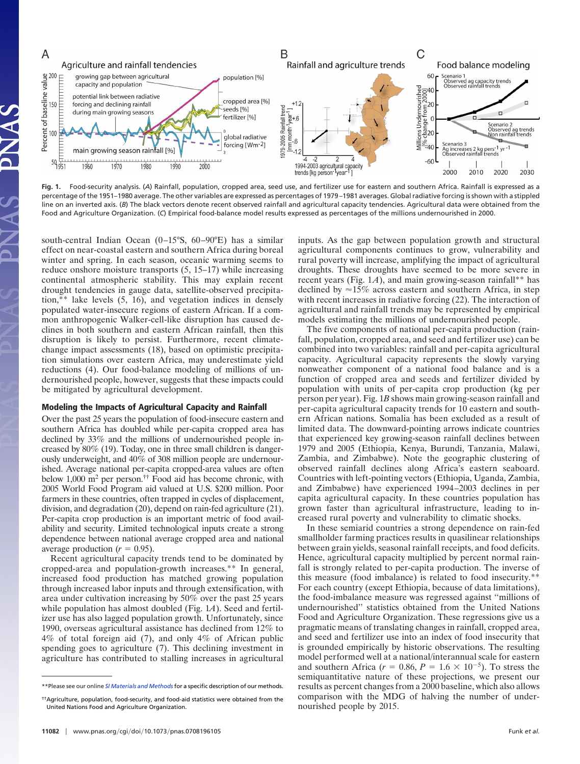Fig. 1. Food-security analysis. (A) Rainfall, population, cropped area, seed use, and fertilizer use for eastern and southern Africa. Rainfall is expressed as a percentage of the 1951–1980 average. The other variables are expressed as percentages of 1979–1981 averages. Global radiative forcing is shown with a stippled line on an inverted axis. (B) The black vectors denote recent observed rainfall and agricultural capacity tendencies. Agricultural data were obtained from the Food and Agriculture Organization. (C) Empirical food-balance model results expressed as percentages of the millions undernourished in 2000.

south-central Indian Ocean (0–15°S, 60–90°E) has a similar effect on near-coastal eastern and southern Africa during boreal winter and spring. In each season, oceanic warming seems to reduce onshore moisture transports (5, 15–17) while increasing continental atmospheric stability. This may explain recent drought tendencies in gauge data, satellite-observed precipitation,** lake levels (5, 16), and vegetation indices in densely populated water-insecure regions of eastern African. If a common anthropogenic Walker-cell-like disruption has caused declines in both southern and eastern African rainfall, then this disruption is likely to persist. Furthermore, recent climate-change impact assessments (18), based on optimistic precipitation simulations over eastern Africa, may underestimate yield reductions (4). Our food-balance modeling of millions of undernourished people, however, suggests that these impacts could be mitigated by agricultural development.

## Modeling the Impacts of Agricultural Capacity and Rainfall

Over the past 25 years the population of food-insecure eastern and southern Africa has doubled while per-capita cropped area has declined by 33% and the millions of undernourished people increased by 80% (19). Today, one in three small children is dangerously underweight, and 40% of 308 million people are undernourished. Average national per-capita cropped-area values are often below 1,000 $m^2$ per person.†† Food aid has become chronic, with 2005 World Food Program aid valued at U.S. \$200 million. Poor farmers in these countries, often trapped in cycles of displacement, division, and degradation (20), depend on rain-fed agriculture (21). Per-capita crop production is an important metric of food availability and security. Limited technological inputs create a strong dependence between national average cropped area and national average production ($r = 0.95$).

Recent agricultural capacity trends tend to be dominated by cropped-area and population-growth increases.** In general, increased food production has matched growing population through increased labor inputs and through extensification, with area under cultivation increasing by 50% over the past 25 years while population has almost doubled (Fig. 1A). Seed and fertilizer use has also lagged population growth. Unfortunately, since 1990, overseas agricultural assistance has declined from 12% to 4% of total foreign aid (7), and only 4% of African public spending goes to agriculture (7). This declining investment in agriculture has contributed to stalling increases in agricultural inputs. As the gap between population growth and structural agricultural components continues to grow, vulnerability and rural poverty will increase, amplifying the impact of agricultural droughts. These droughts have seemed to be more severe in recent years (Fig. 1A), and main growing-season rainfall** has declined by ≈15% across eastern and southern Africa, in step with recent increases in radiative forcing (22). The interaction of agricultural and rainfall trends may be represented by empirical models estimating the millions of undernourished people.

The five components of national per-capita production (rainfall, population, cropped area, and seed and fertilizer use) can be combined into two variables: rainfall and per-capita agricultural capacity. Agricultural capacity represents the slowly varying nonweather component of a national food balance and is a function of cropped area and seeds and fertilizer divided by population with units of per-capita crop production (kg per person per year). Fig. 1B shows main growing-season rainfall and per-capita agricultural capacity trends for 10 eastern and southern African nations. Somalia has been excluded as a result of limited data. The downward-pointing arrows indicate countries that experienced key growing-season rainfall declines between 1979 and 2005 (Ethiopia, Kenya, Burundi, Tanzania, Malawi, Zambia, and Zimbabwe). Note the geographic clustering of observed rainfall declines along Africa's eastern seaboard. Countries with left-pointing vectors (Ethiopia, Uganda, Zambia, and Zimbabwe) have experienced 1994–2003 declines in per capita agricultural capacity. In these countries population has grown faster than agricultural infrastructure, leading to increased rural poverty and vulnerability to climatic shocks.

In these semiarid countries a strong dependence on rain-fed smallholder farming practices results in quasilinear relationships between grain yields, seasonal rainfall receipts, and food deficits. Hence, agricultural capacity multiplied by percent normal rainfall is strongly related to per-capita production. The inverse of this measure (food imbalance) is related to food insecurity.** For each country (except Ethiopia, because of data limitations), the food-imbalance measure was regressed against "millions of undernourished" statistics obtained from the United Nations Food and Agriculture Organization. These regressions give us a pragmatic means of translating changes in rainfall, cropped area, and seed and fertilizer use into an index of food insecurity that is grounded empirically by historic observations. The resulting model performed well at a national/interannual scale for eastern and southern Africa ($r = 0.86$, $P = 1.6 \times 10^{-5}$). To stress the semiquantitative nature of these projections, we present our results as percent changes from a 2000 baseline, which also allows comparison with the MDG of halving the number of undernourished people by 2015.

**Please see our online *SI Materials and Methods* for a specific description of our methods.

††Agriculture, population, food-security, and food-aid statistics were obtained from the United Nations Food and Agriculture Organization.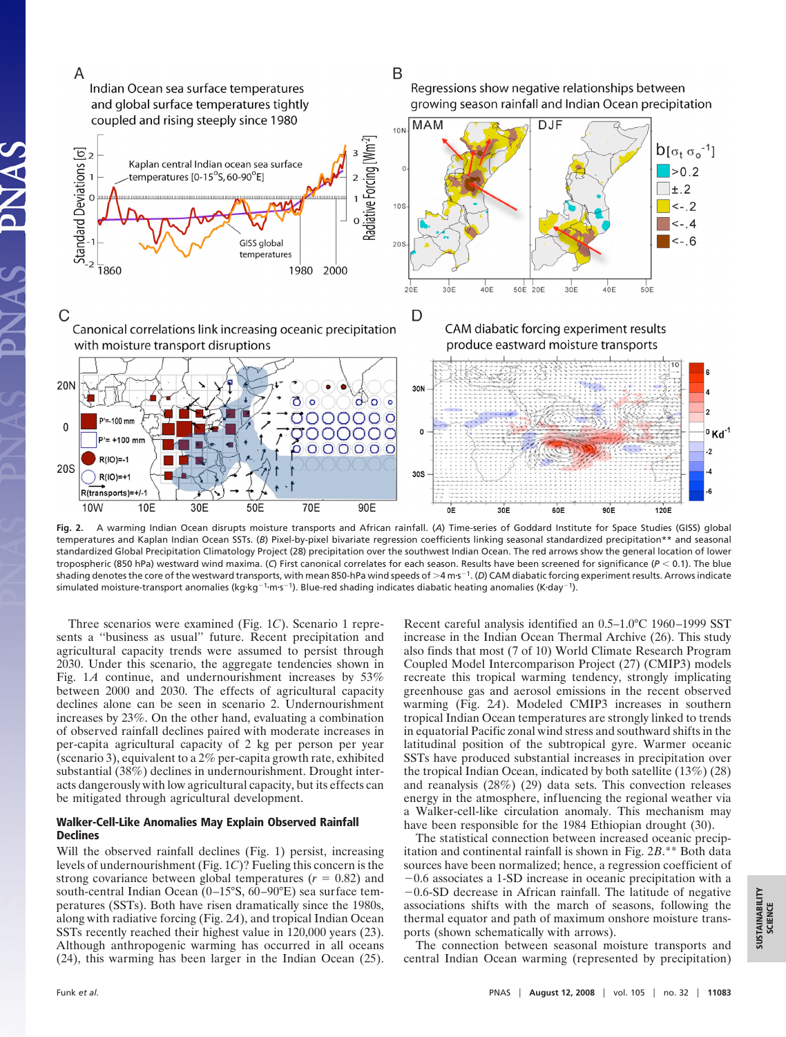**Fig. 2.** A warming Indian Ocean disrupts moisture transports and African rainfall. (*A*) Time-series of Goddard Institute for Space Studies (GISS) global temperatures and Kaplan Indian Ocean SSTs. (*B*) Pixel-by-pixel bivariate regression coefficients linking seasonal standardized precipitation** and seasonal standardized Global Precipitation Climatology Project (28) precipitation over the southwest Indian Ocean. The red arrows show the general location of lower tropospheric (850 hPa) westward wind maxima. (*C*) First canonical correlates for each season. Results have been screened for significance ($P < 0.1$). The blue shading denotes the core of the westward transports, with mean 850-hPa wind speeds of $>4$ m·s$^{-1}$. (*D*) CAM diabatic forcing experiment results. Arrows indicate simulated moisture-transport anomalies (kg·kg$^{-1}$·m·s$^{-1}$). Blue-red shading indicates diabatic heating anomalies (K·day$^{-1}$).

Three scenarios were examined (Fig. 1*C*). Scenario 1 represents a "business as usual" future. Recent precipitation and agricultural capacity trends were assumed to persist through 2030. Under this scenario, the aggregate tendencies shown in Fig. 1*A* continue, and undernourishment increases by 53% between 2000 and 2030. The effects of agricultural capacity declines alone can be seen in scenario 2. Undernourishment increases by 23%. On the other hand, evaluating a combination of observed rainfall declines paired with moderate increases in per-capita agricultural capacity of 2 kg per person per year (scenario 3), equivalent to a 2% per-capita growth rate, exhibited substantial (38%) declines in undernourishment. Drought interacts dangerously with low agricultural capacity, but its effects can be mitigated through agricultural development.

### Walker-Cell-Like Anomalies May Explain Observed Rainfall Declines

Will the observed rainfall declines (Fig. 1) persist, increasing levels of undernourishment (Fig. 1*C*)? Fueling this concern is the strong covariance between global temperatures ($r = 0.82$) and south-central Indian Ocean (0–15°S, 60–90°E) sea surface temperatures (SSTs). Both have risen dramatically since the 1980s, along with radiative forcing (Fig. 2*A*), and tropical Indian Ocean SSTs recently reached their highest value in 120,000 years (23). Although anthropogenic warming has occurred in all oceans (24), this warming has been larger in the Indian Ocean (25). Recent careful analysis identified an 0.5–1.0°C 1960–1999 SST increase in the Indian Ocean Thermal Archive (26). This study also finds that most (7 of 10) World Climate Research Program Coupled Model Intercomparison Project (27) (CMIP3) models recreate this tropical warming tendency, strongly implicating greenhouse gas and aerosol emissions in the recent observed warming (Fig. 2*A*). Modeled CMIP3 increases in southern tropical Indian Ocean temperatures are strongly linked to trends in equatorial Pacific zonal wind stress and southward shifts in the latitudinal position of the subtropical gyre. Warmer oceanic SSTs have produced substantial increases in precipitation over the tropical Indian Ocean, indicated by both satellite (13%) (28) and reanalysis (28%) (29) data sets. This convection releases energy in the atmosphere, influencing the regional weather via a Walker-cell-like circulation anomaly. This mechanism may have been responsible for the 1984 Ethiopian drought (30).

The statistical connection between increased oceanic precipitation and continental rainfall is shown in Fig. 2*B*.** Both data sources have been normalized; hence, a regression coefficient of −0.6 associates a 1-SD increase in oceanic precipitation with a −0.6-SD decrease in African rainfall. The latitude of negative associations shifts with the march of seasons, following the thermal equator and path of maximum onshore moisture transports (shown schematically with arrows).

The connection between seasonal moisture transports and central Indian Ocean warming (represented by precipitation)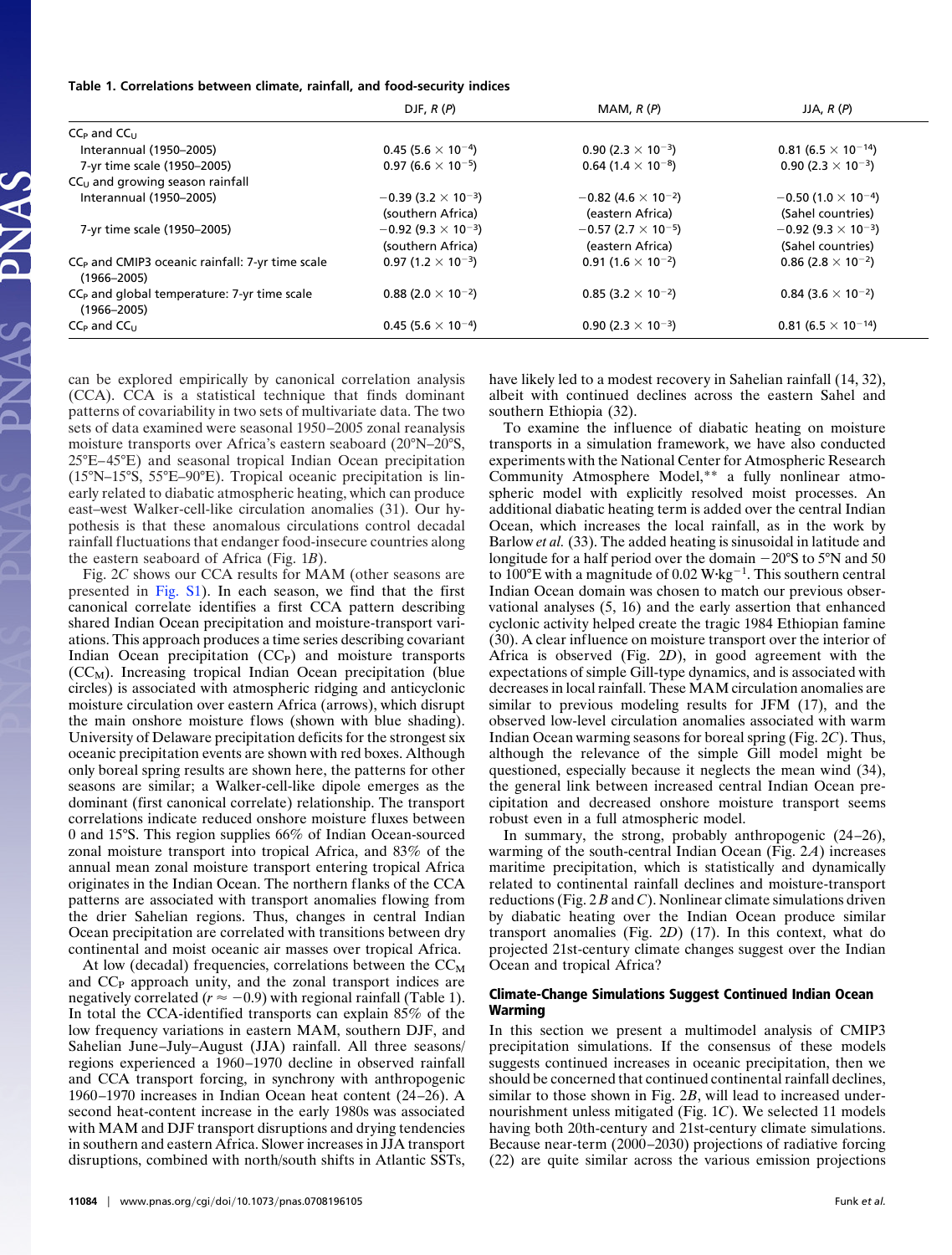**Table 1. Correlations between climate, rainfall, and food-security indices**

| | DJF, $R$ ($P$) | MAM, $R$ ($P$) | JJA, $R$ ($P$) |
|---|---|---|---|
| $CC_P$ and $CC_U$ | | | |
| Interannual (1950–2005) | 0.45 ($5.6 \times 10^{-4}$) | 0.90 ($2.3 \times 10^{-3}$) | 0.81 ($6.5 \times 10^{-14}$) |
| 7-yr time scale (1950–2005) | 0.97 ($6.6 \times 10^{-5}$) | 0.64 ($1.4 \times 10^{-8}$) | 0.90 ($2.3 \times 10^{-3}$) |
| $CC_U$ and growing season rainfall | | | |
| Interannual (1950–2005) | −0.39 ($3.2 \times 10^{-3}$) (southern Africa) | −0.82 ($4.6 \times 10^{-2}$) (eastern Africa) | −0.50 ($1.0 \times 10^{-4}$) (Sahel countries) |
| 7-yr time scale (1950–2005) | −0.92 ($9.3 \times 10^{-3}$) (southern Africa) | −0.57 ($2.7 \times 10^{-5}$) (eastern Africa) | −0.92 ($9.3 \times 10^{-3}$) (Sahel countries) |
| $CC_P$ and CMIP3 oceanic rainfall: 7-yr time scale (1966–2005) | 0.97 ($1.2 \times 10^{-3}$) | 0.91 ($1.6 \times 10^{-2}$) | 0.86 ($2.8 \times 10^{-2}$) |
| $CC_P$ and global temperature: 7-yr time scale (1966–2005) | 0.88 ($2.0 \times 10^{-2}$) | 0.85 ($3.2 \times 10^{-2}$) | 0.84 ($3.6 \times 10^{-2}$) |
| $CC_P$ and $CC_U$ | 0.45 ($5.6 \times 10^{-4}$) | 0.90 ($2.3 \times 10^{-3}$) | 0.81 ($6.5 \times 10^{-14}$) |

can be explored empirically by canonical correlation analysis (CCA). CCA is a statistical technique that finds dominant patterns of covariability in two sets of multivariate data. The two sets of data examined were seasonal 1950–2005 zonal reanalysis moisture transports over Africa's eastern seaboard (20°N–20°S, 25°E–45°E) and seasonal tropical Indian Ocean precipitation (15°N–15°S, 55°E–90°E). Tropical oceanic precipitation is linearly related to diabatic atmospheric heating, which can produce east–west Walker-cell-like circulation anomalies (31). Our hypothesis is that these anomalous circulations control decadal rainfall fluctuations that endanger food-insecure countries along the eastern seaboard of Africa (Fig. 1*B*).

Fig. 2*C* shows our CCA results for MAM (other seasons are presented in Fig. S1). In each season, we find that the first canonical correlate identifies a first CCA pattern describing shared Indian Ocean precipitation and moisture-transport variations. This approach produces a time series describing covariant Indian Ocean precipitation ($CC_P$) and moisture transports ($CC_M$). Increasing tropical Indian Ocean precipitation (blue circles) is associated with atmospheric ridging and anticyclonic moisture circulation over eastern Africa (arrows), which disrupt the main onshore moisture flows (shown with blue shading). University of Delaware precipitation deficits for the strongest six oceanic precipitation events are shown with red boxes. Although only boreal spring results are shown here, the patterns for other seasons are similar; a Walker-cell-like dipole emerges as the dominant (first canonical correlate) relationship. The transport correlations indicate reduced onshore moisture fluxes between 0 and 15°S. This region supplies 66% of Indian Ocean-sourced zonal moisture transport into tropical Africa, and 83% of the annual mean zonal moisture transport entering tropical Africa originates in the Indian Ocean. The northern flanks of the CCA patterns are associated with transport anomalies flowing from the drier Sahelian regions. Thus, changes in central Indian Ocean precipitation are correlated with transitions between dry continental and moist oceanic air masses over tropical Africa.

At low (decadal) frequencies, correlations between the $CC_M$ and $CC_P$ approach unity, and the zonal transport indices are negatively correlated ($r \approx -0.9$) with regional rainfall (Table 1). In total the CCA-identified transports can explain 85% of the low frequency variations in eastern MAM, southern DJF, and Sahelian June–July–August (JJA) rainfall. All three seasons/regions experienced a 1960–1970 decline in observed rainfall and CCA transport forcing, in synchrony with anthropogenic 1960–1970 increases in Indian Ocean heat content (24–26). A second heat-content increase in the early 1980s was associated with MAM and DJF transport disruptions and drying tendencies in southern and eastern Africa. Slower increases in JJA transport disruptions, combined with north/south shifts in Atlantic SSTs, have likely led to a modest recovery in Sahelian rainfall (14, 32), albeit with continued declines across the eastern Sahel and southern Ethiopia (32).

To examine the influence of diabatic heating on moisture transports in a simulation framework, we have also conducted experiments with the National Center for Atmospheric Research Community Atmosphere Model,** a fully nonlinear atmospheric model with explicitly resolved moist processes. An additional diabatic heating term is added over the central Indian Ocean, which increases the local rainfall, as in the work by Barlow *et al.* (33). The added heating is sinusoidal in latitude and longitude for a half period over the domain −20°S to 5°N and 50 to 100°E with a magnitude of 0.02 W·kg$^{-1}$. This southern central Indian Ocean domain was chosen to match our previous observational analyses (5, 16) and the early assertion that enhanced cyclonic activity helped create the tragic 1984 Ethiopian famine (30). A clear influence on moisture transport over the interior of Africa is observed (Fig. 2*D*), in good agreement with the expectations of simple Gill-type dynamics, and is associated with decreases in local rainfall. These MAM circulation anomalies are similar to previous modeling results for JFM (17), and the observed low-level circulation anomalies associated with warm Indian Ocean warming seasons for boreal spring (Fig. 2*C*). Thus, although the relevance of the simple Gill model might be questioned, especially because it neglects the mean wind (34), the general link between increased central Indian Ocean precipitation and decreased onshore moisture transport seems robust even in a full atmospheric model.

In summary, the strong, probably anthropogenic (24–26), warming of the south-central Indian Ocean (Fig. 2*A*) increases maritime precipitation, which is statistically and dynamically related to continental rainfall declines and moisture-transport reductions (Fig. 2 *B* and *C*). Nonlinear climate simulations driven by diabatic heating over the Indian Ocean produce similar transport anomalies (Fig. 2*D*) (17). In this context, what do projected 21st-century climate changes suggest over the Indian Ocean and tropical Africa?

## Climate-Change Simulations Suggest Continued Indian Ocean Warming

In this section we present a multimodel analysis of CMIP3 precipitation simulations. If the consensus of these models suggests continued increases in oceanic precipitation, then we should be concerned that continued continental rainfall declines, similar to those shown in Fig. 2*B*, will lead to increased undernourishment unless mitigated (Fig. 1*C*). We selected 11 models having both 20th-century and 21st-century climate simulations. Because near-term (2000–2030) projections of radiative forcing (22) are quite similar across the various emission projections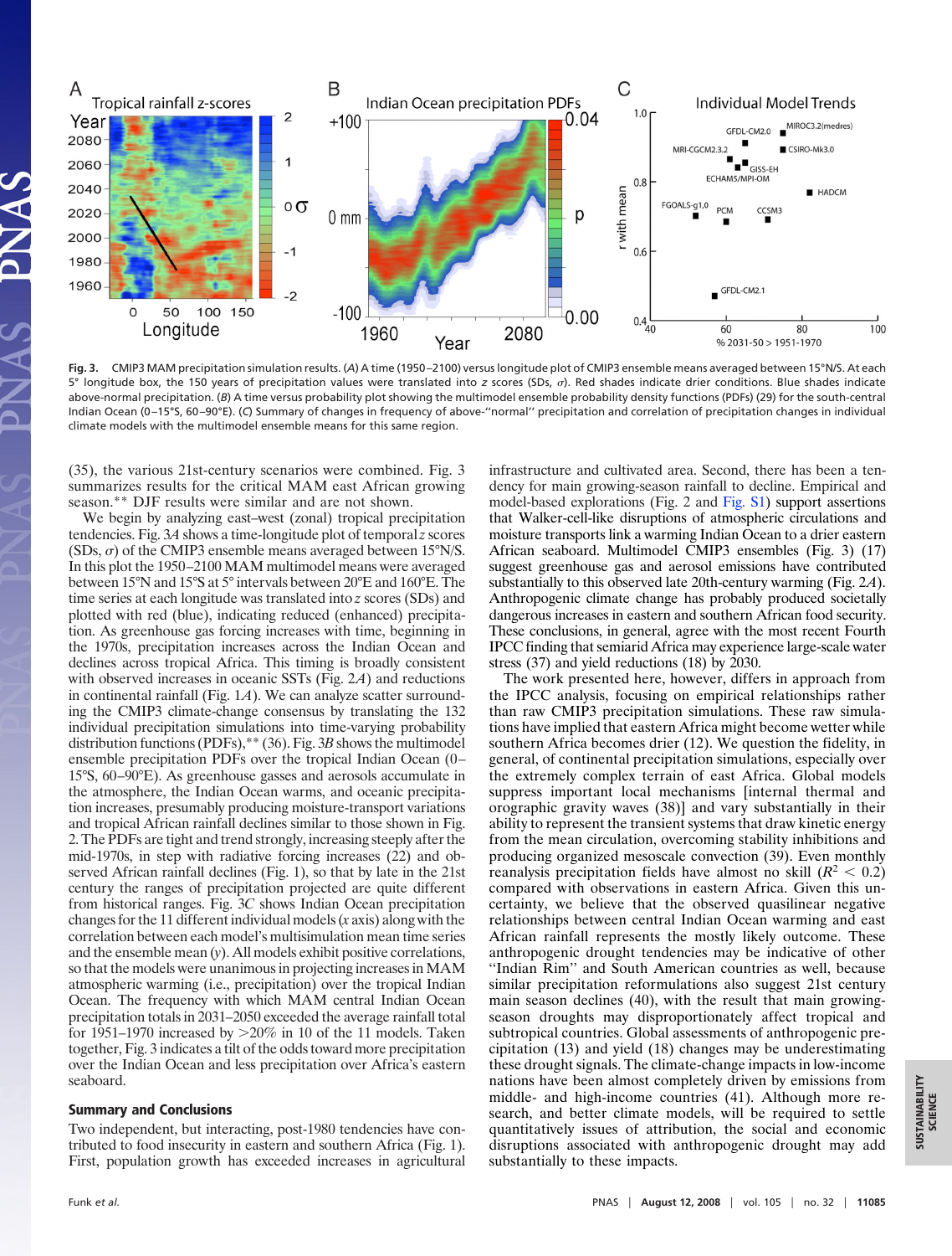**Fig. 3.** CMIP3 MAM precipitation simulation results. (*A*) A time (1950–2100) versus longitude plot of CMIP3 ensemble means averaged between 15°N/S. At each 5° longitude box, the 150 years of precipitation values were translated into *z* scores (SDs, σ). Red shades indicate drier conditions. Blue shades indicate above-normal precipitation. (*B*) A time versus probability plot showing the multimodel ensemble probability density functions (PDFs) (29) for the south-central Indian Ocean (0–15°S, 60–90°E). (*C*) Summary of changes in frequency of above-"normal" precipitation and correlation of precipitation changes in individual climate models with the multimodel ensemble means for this same region.

(35), the various 21st-century scenarios were combined. Fig. 3 summarizes results for the critical MAM east African growing season.** DJF results were similar and are not shown.

We begin by analyzing east–west (zonal) tropical precipitation tendencies. Fig. 3*A* shows a time-longitude plot of temporal *z* scores (SDs, σ) of the CMIP3 ensemble means averaged between 15°N/S. In this plot the 1950–2100 MAM multimodel means were averaged between 15°N and 15°S at 5° intervals between 20°E and 160°E. The time series at each longitude was translated into *z* scores (SDs) and plotted with red (blue), indicating reduced (enhanced) precipitation. As greenhouse gas forcing increases with time, beginning in the 1970s, precipitation increases across the Indian Ocean and declines across tropical Africa. This timing is broadly consistent with observed increases in oceanic SSTs (Fig. 2*A*) and reductions in continental rainfall (Fig. 1*A*). We can analyze scatter surrounding the CMIP3 climate-change consensus by translating the 132 individual precipitation simulations into time-varying probability distribution functions (PDFs),** (36). Fig. 3*B* shows the multimodel ensemble precipitation PDFs over the tropical Indian Ocean (0–15°S, 60–90°E). As greenhouse gasses and aerosols accumulate in the atmosphere, the Indian Ocean warms, and oceanic precipitation increases, presumably producing moisture-transport variations and tropical African rainfall declines similar to those shown in Fig. 2. The PDFs are tight and trend strongly, increasing steeply after the mid-1970s, in step with radiative forcing increases (22) and observed African rainfall declines (Fig. 1), so that by late in the 21st century the ranges of precipitation projected are quite different from historical ranges. Fig. 3*C* shows Indian Ocean precipitation changes for the 11 different individual models (*x* axis) along with the correlation between each model's multisimulation mean time series and the ensemble mean (*y*). All models exhibit positive correlations, so that the models were unanimous in projecting increases in MAM atmospheric warming (i.e., precipitation) over the tropical Indian Ocean. The frequency with which MAM central Indian Ocean precipitation totals in 2031–2050 exceeded the average rainfall total for 1951–1970 increased by >20% in 10 of the 11 models. Taken together, Fig. 3 indicates a tilt of the odds toward more precipitation over the Indian Ocean and less precipitation over Africa's eastern seaboard.

## Summary and Conclusions

Two independent, but interacting, post-1980 tendencies have contributed to food insecurity in eastern and southern Africa (Fig. 1). First, population growth has exceeded increases in agricultural infrastructure and cultivated area. Second, there has been a tendency for main growing-season rainfall to decline. Empirical and model-based explorations (Fig. 2 and Fig. S1) support assertions that Walker-cell-like disruptions of atmospheric circulations and moisture transports link a warming Indian Ocean to a drier eastern African seaboard. Multimodel CMIP3 ensembles (Fig. 3) (17) suggest greenhouse gas and aerosol emissions have contributed substantially to this observed late 20th-century warming (Fig. 2*A*). Anthropogenic climate change has probably produced societally dangerous increases in eastern and southern African food security. These conclusions, in general, agree with the most recent Fourth IPCC finding that semiarid Africa may experience large-scale water stress (37) and yield reductions (18) by 2030.

The work presented here, however, differs in approach from the IPCC analysis, focusing on empirical relationships rather than raw CMIP3 precipitation simulations. These raw simulations have implied that eastern Africa might become wetter while southern Africa becomes drier (12). We question the fidelity, in general, of continental precipitation simulations, especially over the extremely complex terrain of east Africa. Global models suppress important local mechanisms [internal thermal and orographic gravity waves (38)] and vary substantially in their ability to represent the transient systems that draw kinetic energy from the mean circulation, overcoming stability inhibitions and producing organized mesoscale convection (39). Even monthly reanalysis precipitation fields have almost no skill ($R^2 < 0.2$) compared with observations in eastern Africa. Given this uncertainty, we believe that the observed quasilinear negative relationships between central Indian Ocean warming and east African rainfall represents the mostly likely outcome. These anthropogenic drought tendencies may be indicative of other "Indian Rim" and South American countries as well, because similar precipitation reformulations also suggest 21st century main season declines (40), with the result that main growing-season droughts may disproportionately affect tropical and subtropical countries. Global assessments of anthropogenic precipitation (13) and yield (18) changes may be underestimating these drought signals. The climate-change impacts in low-income nations have been almost completely driven by emissions from middle- and high-income countries (41). Although more research, and better climate models, will be required to settle quantitatively issues of attribution, the social and economic disruptions associated with anthropogenic drought may add substantially to these impacts.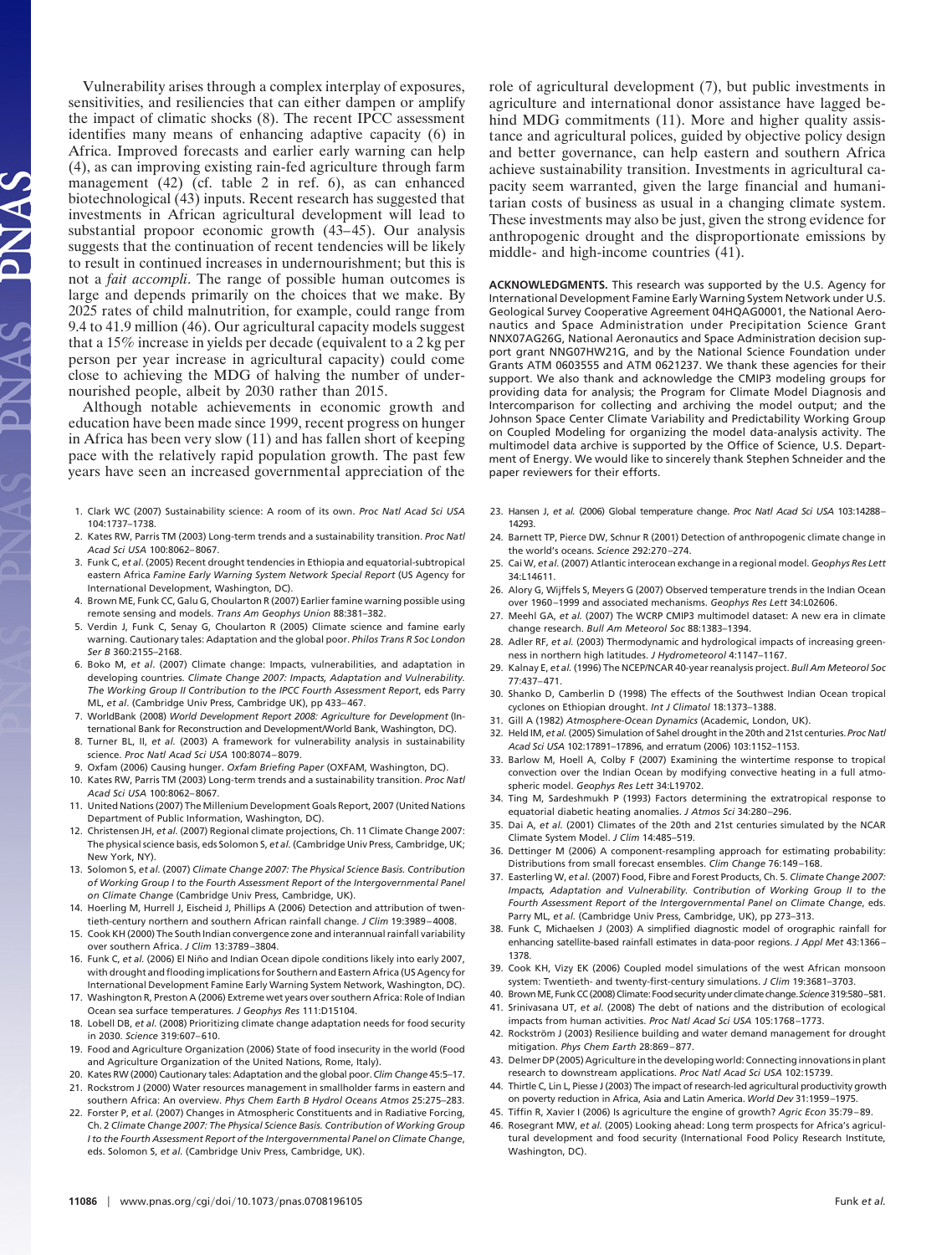Vulnerability arises through a complex interplay of exposures, sensitivities, and resiliencies that can either dampen or amplify the impact of climatic shocks (8). The recent IPCC assessment identifies many means of enhancing adaptive capacity (6) in Africa. Improved forecasts and earlier early warning can help (4), as can improving existing rain-fed agriculture through farm management (42) (cf. table 2 in ref. 6), as can enhanced biotechnological (43) inputs. Recent research has suggested that investments in African agricultural development will lead to substantial propoor economic growth (43–45). Our analysis suggests that the continuation of recent tendencies will be likely to result in continued increases in undernourishment; but this is not a *fait accompli*. The range of possible human outcomes is large and depends primarily on the choices that we make. By 2025 rates of child malnutrition, for example, could range from 9.4 to 41.9 million (46). Our agricultural capacity models suggest that a 15% increase in yields per decade (equivalent to a 2 kg per person per year increase in agricultural capacity) could come close to achieving the MDG of halving the number of undernourished people, albeit by 2030 rather than 2015.

Although notable achievements in economic growth and education have been made since 1999, recent progress on hunger in Africa has been very slow (11) and has fallen short of keeping pace with the relatively rapid population growth. The past few years have seen an increased governmental appreciation of the role of agricultural development (7), but public investments in agriculture and international donor assistance have lagged behind MDG commitments (11). More and higher quality assistance and agricultural polices, guided by objective policy design and better governance, can help eastern and southern Africa achieve sustainability transition. Investments in agricultural capacity seem warranted, given the large financial and humanitarian costs of business as usual in a changing climate system. These investments may also be just, given the strong evidence for anthropogenic drought and the disproportionate emissions by middle- and high-income countries (41).

**ACKNOWLEDGMENTS.** This research was supported by the U.S. Agency for International Development Famine Early Warning System Network under U.S. Geological Survey Cooperative Agreement 04HQAG0001, the National Aeronautics and Space Administration under Precipitation Science Grant NNX07AG26G, National Aeronautics and Space Administration decision support grant NNG07HW21G, and by the National Science Foundation under Grants ATM 0603555 and ATM 0621237. We thank these agencies for their support. We also thank and acknowledge the CMIP3 modeling groups for providing data for analysis; the Program for Climate Model Diagnosis and Intercomparison for collecting and archiving the model output; and the Johnson Space Center Climate Variability and Predictability Working Group on Coupled Modeling for organizing the model data-analysis activity. The multimodel data archive is supported by the Office of Science, U.S. Department of Energy. We would like to sincerely thank Stephen Schneider and the paper reviewers for their efforts.

1. Clark WC (2007) Sustainability science: A room of its own. *Proc Natl Acad Sci USA* 104:1737–1738.
2. Kates RW, Parris TM (2003) Long-term trends and a sustainability transition. *Proc Natl Acad Sci USA* 100:8062–8067.
3. Funk C, *et al*. (2005) Recent drought tendencies in Ethiopia and equatorial-subtropical eastern Africa *Famine Early Warning System Network Special Report* (US Agency for International Development, Washington, DC).
4. Brown ME, Funk CC, Galu G, Choularton R (2007) Earlier famine warning possible using remote sensing and models. *Trans Am Geophys Union* 88:381–382.
5. Verdin J, Funk C, Senay G, Choularton R (2005) Climate science and famine early warning. Cautionary tales: Adaptation and the global poor. *Philos Trans R Soc London Ser B* 360:2155–2168.
6. Boko M, *et al*. (2007) Climate change: Impacts, vulnerabilities, and adaptation in developing countries. *Climate Change 2007: Impacts, Adaptation and Vulnerability. The Working Group II Contribution to the IPCC Fourth Assessment Report*, eds Parry ML, *et al*. (Cambridge Univ Press, Cambridge UK), pp 433–467.
7. WorldBank (2008) *World Development Report 2008: Agriculture for Development* (International Bank for Reconstruction and Development/World Bank, Washington, DC).
8. Turner BL, II, *et al*. (2003) A framework for vulnerability analysis in sustainability science. *Proc Natl Acad Sci USA* 100:8074–8079.
9. Oxfam (2006) Causing hunger. *Oxfam Briefing Paper* (OXFAM, Washington, DC).
10. Kates RW, Parris TM (2003) Long-term trends and a sustainability transition. *Proc Natl Acad Sci USA* 100:8062–8067.
11. United Nations (2007) The Millenium Development Goals Report, 2007 (United Nations Department of Public Information, Washington, DC).
12. Christensen JH, *et al*. (2007) Regional climate projections, Ch. 11 Climate Change 2007: The physical science basis, eds Solomon S, *et al*. (Cambridge Univ Press, Cambridge, UK; New York, NY).
13. Solomon S, *et al*. (2007) *Climate Change 2007: The Physical Science Basis. Contribution of Working Group I to the Fourth Assessment Report of the Intergovernmental Panel on Climate Change* (Cambridge Univ Press, Cambridge, UK).
14. Hoerling M, Hurrell J, Eischeid J, Phillips A (2006) Detection and attribution of twentieth-century northern and southern African rainfall change. *J Clim* 19:3989–4008.
15. Cook KH (2000) The South Indian convergence zone and interannual rainfall variability over southern Africa. *J Clim* 13:3789–3804.
16. Funk C, *et al*. (2006) El Niño and Indian Ocean dipole conditions likely into early 2007, with drought and flooding implications for Southern and Eastern Africa (US Agency for International Development Famine Early Warning System Network, Washington, DC).
17. Washington R, Preston A (2006) Extreme wet years over southern Africa: Role of Indian Ocean sea surface temperatures. *J Geophys Res* 111:D15104.
18. Lobell DB, *et al*. (2008) Prioritizing climate change adaptation needs for food security in 2030. *Science* 319:607–610.
19. Food and Agriculture Organization (2006) State of food insecurity in the world (Food and Agriculture Organization of the United Nations, Rome, Italy).
20. Kates RW (2000) Cautionary tales: Adaptation and the global poor. *Clim Change* 45:5–17.
21. Rockstrom J (2000) Water resources management in smallholder farms in eastern and southern Africa: An overview. *Phys Chem Earth B Hydrol Oceans Atmos* 25:275–283.
22. Forster P, *et al*. (2007) Changes in Atmospheric Constituents and in Radiative Forcing, Ch. 2 *Climate Change 2007: The Physical Science Basis. Contribution of Working Group I to the Fourth Assessment Report of the Intergovernmental Panel on Climate Change*, eds. Solomon S, *et al*. (Cambridge Univ Press, Cambridge, UK).
23. Hansen J, *et al*. (2006) Global temperature change. *Proc Natl Acad Sci USA* 103:14288–14293.
24. Barnett TP, Pierce DW, Schnur R (2001) Detection of anthropogenic climate change in the world's oceans. *Science* 292:270–274.
25. Cai W, *et al*. (2007) Atlantic interocean exchange in a regional model. *Geophys Res Lett* 34:L14611.
26. Alory G, Wijffels S, Meyers G (2007) Observed temperature trends in the Indian Ocean over 1960–1999 and associated mechanisms. *Geophys Res Lett* 34:L02606.
27. Meehl GA, *et al*. (2007) The WCRP CMIP3 multimodel dataset: A new era in climate change research. *Bull Am Meteorol Soc* 88:1383–1394.
28. Adler RF, *et al*. (2003) Thermodynamic and hydrological impacts of increasing greenness in northern high latitudes. *J Hydrometeorol* 4:1147–1167.
29. Kalnay E, *et al*. (1996) The NCEP/NCAR 40-year reanalysis project. *Bull Am Meteorol Soc* 77:437–471.
30. Shanko D, Camberlin D (1998) The effects of the Southwest Indian Ocean tropical cyclones on Ethiopian drought. *Int J Climatol* 18:1373–1388.
31. Gill A (1982) *Atmosphere-Ocean Dynamics* (Academic, London, UK).
32. Held IM, *et al*. (2005) Simulation of Sahel drought in the 20th and 21st centuries. *Proc Natl Acad Sci USA* 102:17891–17896, and erratum (2006) 103:1152–1153.
33. Barlow M, Hoell A, Colby F (2007) Examining the wintertime response to tropical convection over the Indian Ocean by modifying convective heating in a full atmospheric model. *Geophys Res Lett* 34:L19702.
34. Ting M, Sardeshmukh P (1993) Factors determining the extratropical response to equatorial diabetic heating anomalies. *J Atmos Sci* 34:280–296.
35. Dai A, *et al*. (2001) Climates of the 20th and 21st centuries simulated by the NCAR Climate System Model. *J Clim* 14:485–519.
36. Dettinger M (2006) A component-resampling approach for estimating probability: Distributions from small forecast ensembles. *Clim Change* 76:149–168.
37. Easterling W, *et al*. (2007) Food, Fibre and Forest Products, Ch. 5. *Climate Change 2007: Impacts, Adaptation and Vulnerability. Contribution of Working Group II to the Fourth Assessment Report of the Intergovernmental Panel on Climate Change*, eds. Parry ML, *et al*. (Cambridge Univ Press, Cambridge, UK), pp 273–313.
38. Funk C, Michaelsen J (2003) A simplified diagnostic model of orographic rainfall for enhancing satellite-based rainfall estimates in data-poor regions. *J Appl Met* 43:1366–1378.
39. Cook KH, Vizy EK (2006) Coupled model simulations of the west African monsoon system: Twentieth- and twenty-first-century simulations. *J Clim* 19:3681–3703.
40. Brown ME, Funk CC (2008) Climate: Food security under climate change. *Science* 319:580–581.
41. Srinivasana UT, *et al*. (2008) The debt of nations and the distribution of ecological impacts from human activities. *Proc Natl Acad Sci USA* 105:1768–1773.
42. Rockström J (2003) Resilience building and water demand management for drought mitigation. *Phys Chem Earth* 28:869–877.
43. Delmer DP (2005) Agriculture in the developing world: Connecting innovations in plant research to downstream applications. *Proc Natl Acad Sci USA* 102:15739.
44. Thirtle C, Lin L, Piesse J (2003) The impact of research-led agricultural productivity growth on poverty reduction in Africa, Asia and Latin America. *World Dev* 31:1959–1975.
45. Tiffin R, Xavier I (2006) Is agriculture the engine of growth? *Agric Econ* 35:79–89.
46. Rosegrant MW, *et al*. (2005) Looking ahead: Long term prospects for Africa's agricultural development and food security (International Food Policy Research Institute, Washington, DC).